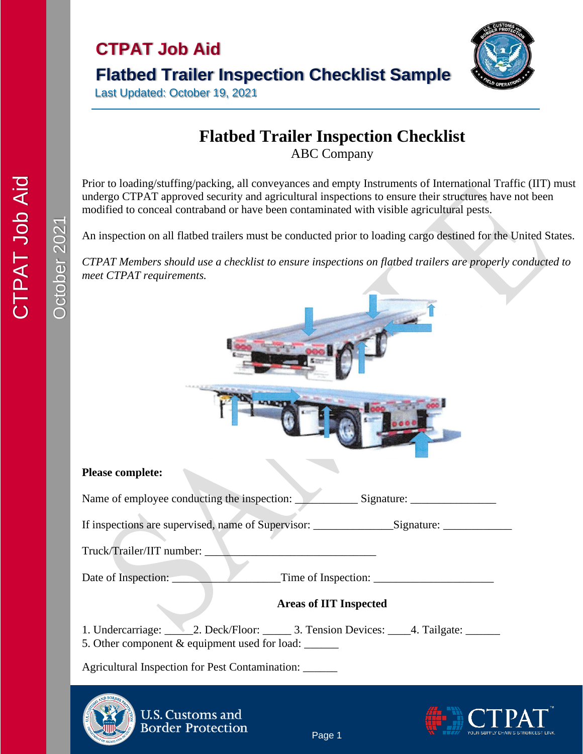# CTPAT Job Aid

## Flatbed Trailer Inspection Checklist Sample

Last Updated: October 19, 2021

# Flatbed Trailer Inspection Checklist

ABC Company

Prior to loading/stuffing/packing, all conveyances and empty Instruments of International Traffic (IIT) must undergo CTPAT approved security and agricultural inspections to ensure their structures have not been modified to conceal contraband or have been contaminated with visible agricultural pests.

An inspection on all flatbed trailers must be conducted prior to loading cargo destined for the United States.

*CTPAT Members should use a checklist to ensure inspections on flatbed trailers are properly conducted to meet CTPAT requirements.*

**Please complete:**

Name of employee conducting the inspection: ___________ Signature: _______________

If inspections are supervised, name of Supervisor: ______________Signature: ____________

Truck/Trailer/IIT number: ______________________________

Date of Inspection: ___________________Time of Inspection: _____________________

### Areas of IIT Inspected

1. Undercarriage: _____2. Deck/Floor: _____ 3. Tension Devices: ____4. Tailgate: ______
5. Other component & equipment used for load: ______

Agricultural Inspection for Pest Contamination: ______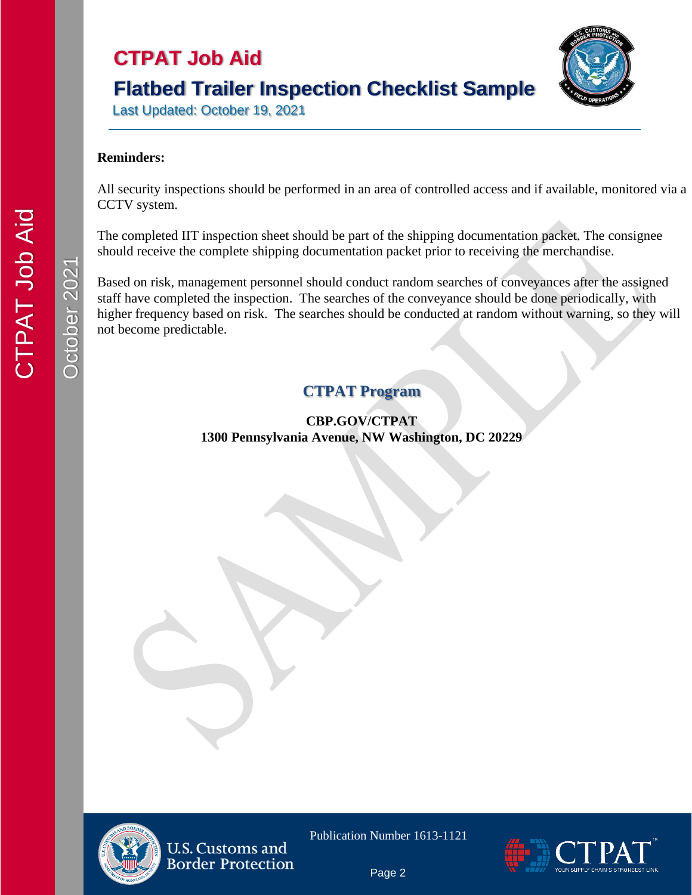**Reminders:**

All security inspections should be performed in an area of controlled access and if available, monitored via a CCTV system.

The completed IIT inspection sheet should be part of the shipping documentation packet. The consignee should receive the complete shipping documentation packet prior to receiving the merchandise.

Based on risk, management personnel should conduct random searches of conveyances after the assigned staff have completed the inspection. The searches of the conveyance should be done periodically, with higher frequency based on risk. The searches should be conducted at random without warning, so they will not become predictable.

## CTPAT Program

**CBP.GOV/CTPAT**
**1300 Pennsylvania Avenue, NW Washington, DC 20229**

Publication Number 1613-1121